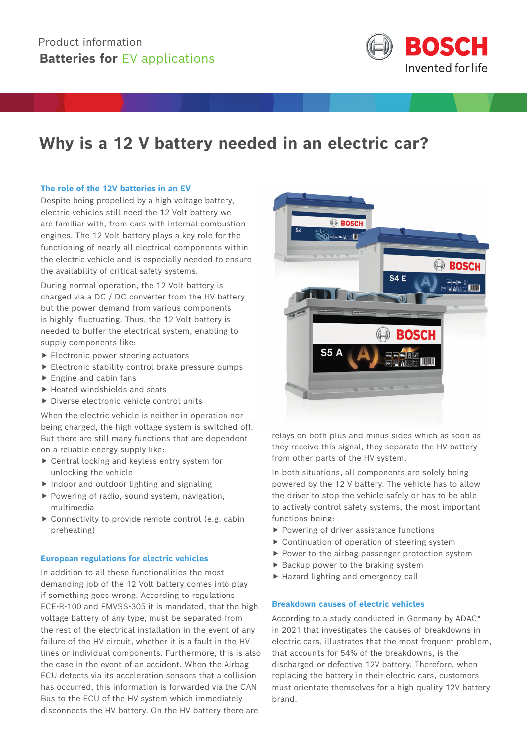Product information

**Batteries for** EV applications

# Why is a 12 V battery needed in an electric car?

## The role of the 12V batteries in an EV

Despite being propelled by a high voltage battery, electric vehicles still need the 12 Volt battery we are familiar with, from cars with internal combustion engines. The 12 Volt battery plays a key role for the functioning of nearly all electrical components within the electric vehicle and is especially needed to ensure the availability of critical safety systems.

During normal operation, the 12 Volt battery is charged via a DC / DC converter from the HV battery but the power demand from various components is highly fluctuating. Thus, the 12 Volt battery is needed to buffer the electrical system, enabling to supply components like:

- Electronic power steering actuators
- Electronic stability control brake pressure pumps
- Engine and cabin fans
- Heated windshields and seats
- Diverse electronic vehicle control units

When the electric vehicle is neither in operation nor being charged, the high voltage system is switched off. But there are still many functions that are dependent on a reliable energy supply like:

- Central locking and keyless entry system for unlocking the vehicle
- Indoor and outdoor lighting and signaling
- Powering of radio, sound system, navigation, multimedia
- Connectivity to provide remote control (e.g. cabin preheating)

## European regulations for electric vehicles

In addition to all these functionalities the most demanding job of the 12 Volt battery comes into play if something goes wrong. According to regulations ECE-R-100 and FMVSS-305 it is mandated, that the high voltage battery of any type, must be separated from the rest of the electrical installation in the event of any failure of the HV circuit, whether it is a fault in the HV lines or individual components. Furthermore, this is also the case in the event of an accident. When the Airbag ECU detects via its acceleration sensors that a collision has occurred, this information is forwarded via the CAN Bus to the ECU of the HV system which immediately disconnects the HV battery. On the HV battery there are relays on both plus and minus sides which as soon as they receive this signal, they separate the HV battery from other parts of the HV system.

In both situations, all components are solely being powered by the 12 V battery. The vehicle has to allow the driver to stop the vehicle safely or has to be able to actively control safety systems, the most important functions being:

- Powering of driver assistance functions
- Continuation of operation of steering system
- Power to the airbag passenger protection system
- Backup power to the braking system
- Hazard lighting and emergency call

## Breakdown causes of electric vehicles

According to a study conducted in Germany by ADAC* in 2021 that investigates the causes of breakdowns in electric cars, illustrates that the most frequent problem, that accounts for 54% of the breakdowns, is the discharged or defective 12V battery. Therefore, when replacing the battery in their electric cars, customers must orientate themselves for a high quality 12V battery brand.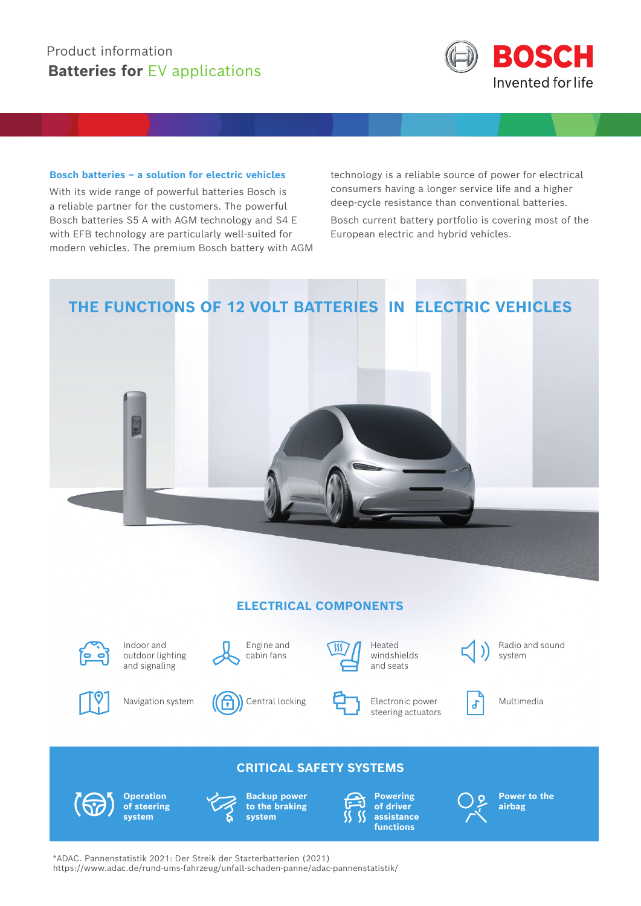Product information

**Batteries for** EV applications

BOSCH

Invented for life

### Bosch batteries – a solution for electric vehicles

With its wide range of powerful batteries Bosch is a reliable partner for the customers. The powerful Bosch batteries S5 A with AGM technology and S4 E with EFB technology are particularly well-suited for modern vehicles. The premium Bosch battery with AGM technology is a reliable source of power for electrical consumers having a longer service life and a higher deep-cycle resistance than conventional batteries.

Bosch current battery portfolio is covering most of the European electric and hybrid vehicles.

## THE FUNCTIONS OF 12 VOLT BATTERIES IN ELECTRIC VEHICLES

### ELECTRICAL COMPONENTS

- Indoor and outdoor lighting and signaling
- Engine and cabin fans
- Heated windshields and seats
- Radio and sound system
- Navigation system
- Central locking
- Electronic power steering actuators
- Multimedia

### CRITICAL SAFETY SYSTEMS

- **Operation of steering system**
- **Backup power to the braking system**
- **Powering of driver assistance functions**
- **Power to the airbag**

*ADAC. Pannenstatistik 2021: Der Streik der Starterbatterien (2021)
https://www.adac.de/rund-ums-fahrzeug/unfall-schaden-panne/adac-pannenstatistik/